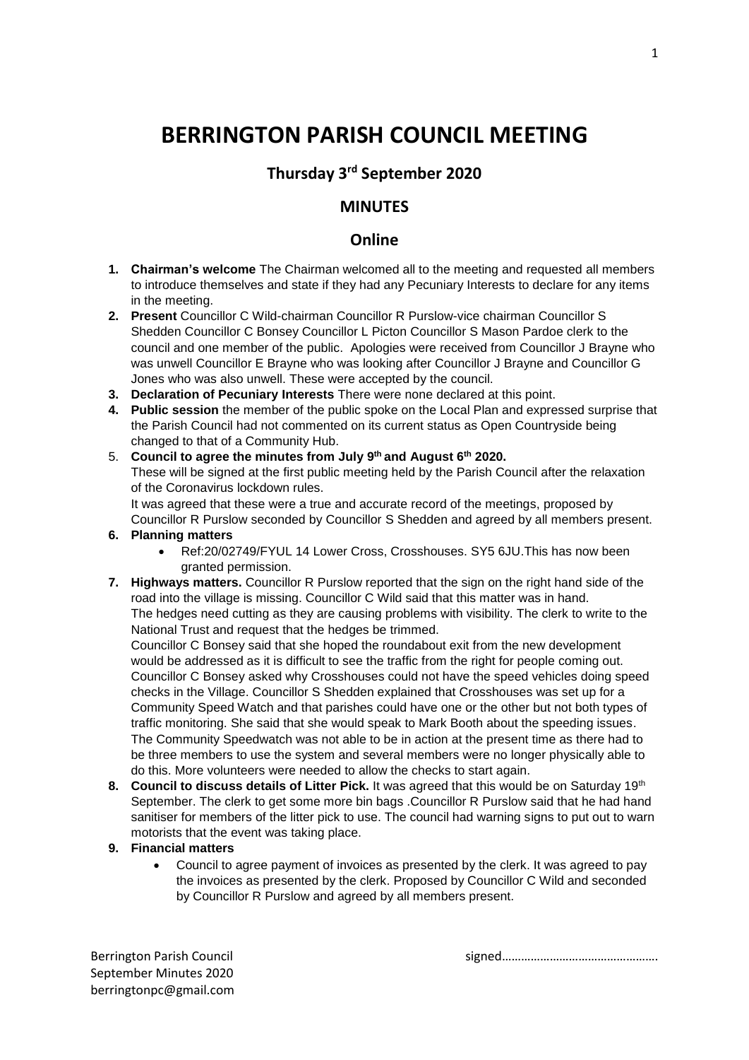# BERRINGTON PARISH COUNCIL MEETING

## Thursday 3rd September 2020

## MINUTES

## Online

1. **Chairman's welcome** The Chairman welcomed all to the meeting and requested all members to introduce themselves and state if they had any Pecuniary Interests to declare for any items in the meeting.
2. **Present** Councillor C Wild-chairman Councillor R Purslow-vice chairman Councillor S Shedden Councillor C Bonsey Councillor L Picton Councillor S Mason Pardoe clerk to the council and one member of the public. Apologies were received from Councillor J Brayne who was unwell Councillor E Brayne who was looking after Councillor J Brayne and Councillor G Jones who was also unwell. These were accepted by the council.
3. **Declaration of Pecuniary Interests** There were none declared at this point.
4. **Public session** the member of the public spoke on the Local Plan and expressed surprise that the Parish Council had not commented on its current status as Open Countryside being changed to that of a Community Hub.
5. **Council to agree the minutes from July 9th and August 6th 2020.**
   These will be signed at the first public meeting held by the Parish Council after the relaxation of the Coronavirus lockdown rules.
   It was agreed that these were a true and accurate record of the meetings, proposed by Councillor R Purslow seconded by Councillor S Shedden and agreed by all members present.
6. **Planning matters**
   - Ref:20/02749/FYUL 14 Lower Cross, Crosshouses. SY5 6JU.This has now been granted permission.
7. **Highways matters.** Councillor R Purslow reported that the sign on the right hand side of the road into the village is missing. Councillor C Wild said that this matter was in hand.
   The hedges need cutting as they are causing problems with visibility. The clerk to write to the National Trust and request that the hedges be trimmed.
   Councillor C Bonsey said that she hoped the roundabout exit from the new development would be addressed as it is difficult to see the traffic from the right for people coming out. Councillor C Bonsey asked why Crosshouses could not have the speed vehicles doing speed checks in the Village. Councillor S Shedden explained that Crosshouses was set up for a Community Speed Watch and that parishes could have one or the other but not both types of traffic monitoring. She said that she would speak to Mark Booth about the speeding issues. The Community Speedwatch was not able to be in action at the present time as there had to be three members to use the system and several members were no longer physically able to do this. More volunteers were needed to allow the checks to start again.
8. **Council to discuss details of Litter Pick.** It was agreed that this would be on Saturday 19th September. The clerk to get some more bin bags .Councillor R Purslow said that he had hand sanitiser for members of the litter pick to use. The council had warning signs to put out to warn motorists that the event was taking place.
9. **Financial matters**
   - Council to agree payment of invoices as presented by the clerk. It was agreed to pay the invoices as presented by the clerk. Proposed by Councillor C Wild and seconded by Councillor R Purslow and agreed by all members present.

Berrington Parish Council
September Minutes 2020
berringtonpc@gmail.com

signed……………………………………….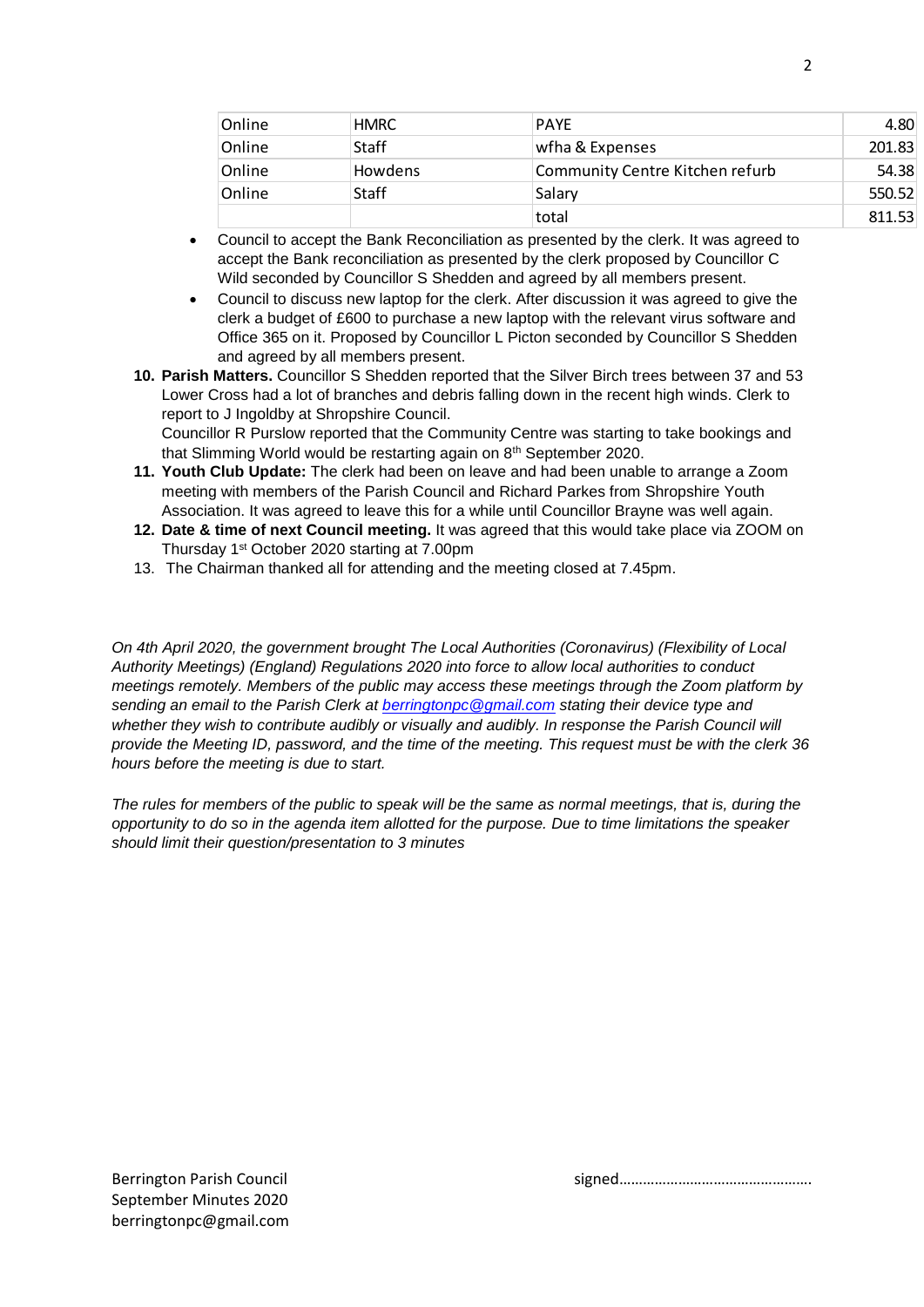| | | | |
|---|---|---|---|
| Online | HMRC | PAYE | 4.80 |
| Online | Staff | wfha & Expenses | 201.83 |
| Online | Howdens | Community Centre Kitchen refurb | 54.38 |
| Online | Staff | Salary | 550.52 |
| | | total | 811.53 |

- Council to accept the Bank Reconciliation as presented by the clerk. It was agreed to accept the Bank reconciliation as presented by the clerk proposed by Councillor C Wild seconded by Councillor S Shedden and agreed by all members present.
- Council to discuss new laptop for the clerk. After discussion it was agreed to give the clerk a budget of £600 to purchase a new laptop with the relevant virus software and Office 365 on it. Proposed by Councillor L Picton seconded by Councillor S Shedden and agreed by all members present.

10. **Parish Matters.** Councillor S Shedden reported that the Silver Birch trees between 37 and 53 Lower Cross had a lot of branches and debris falling down in the recent high winds. Clerk to report to J Ingoldby at Shropshire Council.
    Councillor R Purslow reported that the Community Centre was starting to take bookings and that Slimming World would be restarting again on 8th September 2020.
11. **Youth Club Update:** The clerk had been on leave and had been unable to arrange a Zoom meeting with members of the Parish Council and Richard Parkes from Shropshire Youth Association. It was agreed to leave this for a while until Councillor Brayne was well again.
12. **Date & time of next Council meeting.** It was agreed that this would take place via ZOOM on Thursday 1st October 2020 starting at 7.00pm
13. The Chairman thanked all for attending and the meeting closed at 7.45pm.

*On 4th April 2020, the government brought The Local Authorities (Coronavirus) (Flexibility of Local Authority Meetings) (England) Regulations 2020 into force to allow local authorities to conduct meetings remotely. Members of the public may access these meetings through the Zoom platform by sending an email to the Parish Clerk at berringtonpc@gmail.com stating their device type and whether they wish to contribute audibly or visually and audibly. In response the Parish Council will provide the Meeting ID, password, and the time of the meeting. This request must be with the clerk 36 hours before the meeting is due to start.*

*The rules for members of the public to speak will be the same as normal meetings, that is, during the opportunity to do so in the agenda item allotted for the purpose. Due to time limitations the speaker should limit their question/presentation to 3 minutes*

Berrington Parish Council
September Minutes 2020
berringtonpc@gmail.com

signed…………………………………………